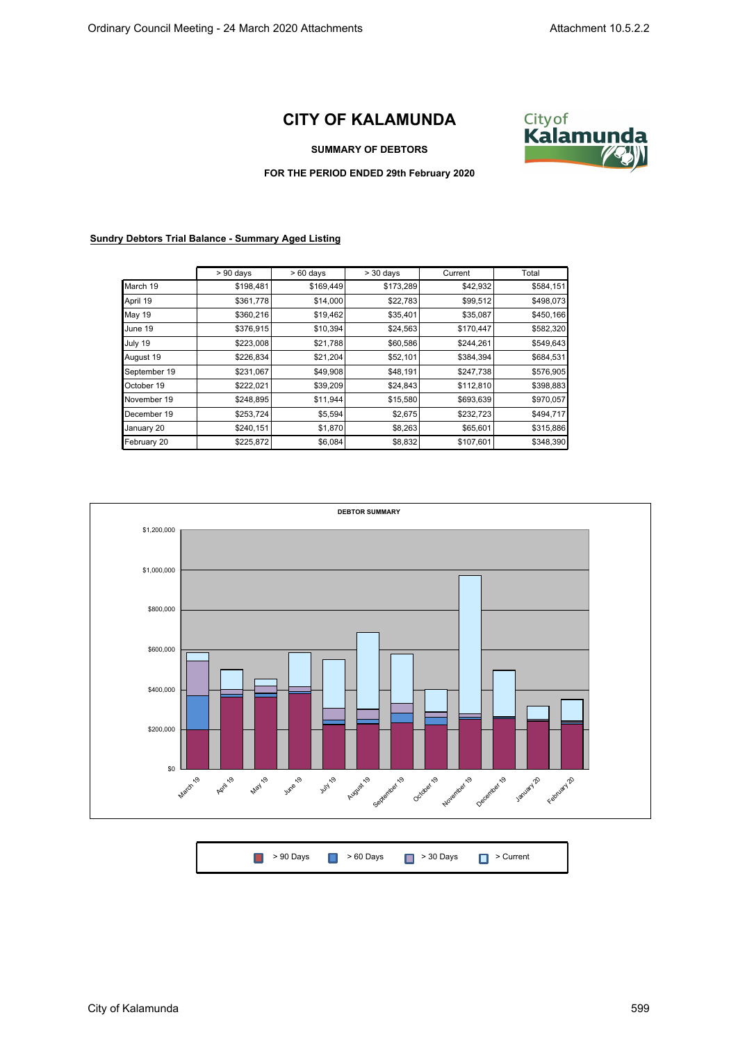# CITY OF KALAMUNDA

**SUMMARY OF DEBTORS**

**FOR THE PERIOD ENDED 29th February 2020**

**Sundry Debtors Trial Balance - Summary Aged Listing**

| | > 90 days | > 60 days | > 30 days | Current | Total |
|---|---|---|---|---|---|
| March 19 | $198,481 | $169,449 | $173,289 | $42,932 | $584,151 |
| April 19 | $361,778 | $14,000 | $22,783 | $99,512 | $498,073 |
| May 19 | $360,216 | $19,462 | $35,401 | $35,087 | $450,166 |
| June 19 | $376,915 | $10,394 | $24,563 | $170,447 | $582,320 |
| July 19 | $223,008 | $21,788 | $60,586 | $244,261 | $549,643 |
| August 19 | $226,834 | $21,204 | $52,101 | $384,394 | $684,531 |
| September 19 | $231,067 | $49,908 | $48,191 | $247,738 | $576,905 |
| October 19 | $222,021 | $39,209 | $24,843 | $112,810 | $398,883 |
| November 19 | $248,895 | $11,944 | $15,580 | $693,639 | $970,057 |
| December 19 | $253,724 | $5,594 | $2,675 | $232,723 | $494,717 |
| January 20 | $240,151 | $1,870 | $8,263 | $65,601 | $315,886 |
| February 20 | $225,872 | $6,084 | $8,832 | $107,601 | $348,390 |

**DEBTOR SUMMARY**

> 90 Days | > 60 Days | > 30 Days | > Current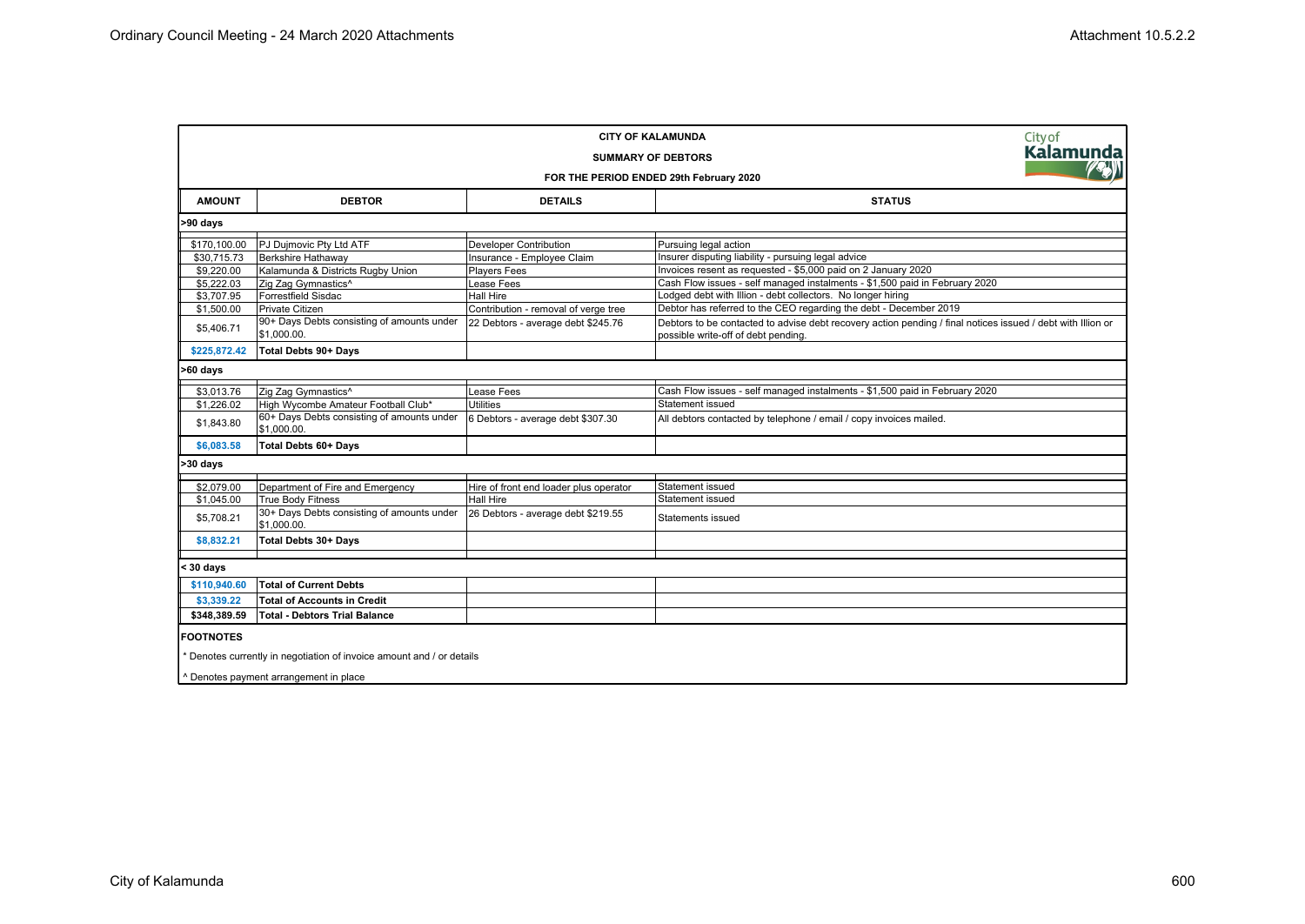**CITY OF KALAMUNDA**

**SUMMARY OF DEBTORS**

**FOR THE PERIOD ENDED 29th February 2020**

| AMOUNT | DEBTOR | DETAILS | STATUS |
|---|---|---|---|
| **>90 days** | | | |
| $170,100.00 | PJ Dujmovic Pty Ltd ATF | Developer Contribution | Pursuing legal action |
| $30,715.73 | Berkshire Hathaway | Insurance - Employee Claim | Insurer disputing liability - pursuing legal advice |
| $9,220.00 | Kalamunda & Districts Rugby Union | Players Fees | Invoices resent as requested - $5,000 paid on 2 January 2020 |
| $5,222.03 | Zig Zag Gymnastics^ | Lease Fees | Cash Flow issues - self managed instalments - $1,500 paid in February 2020 |
| $3,707.95 | Forrestfield Sisdac | Hall Hire | Lodged debt with Illion - debt collectors. No longer hiring |
| $1,500.00 | Private Citizen | Contribution - removal of verge tree | Debtor has referred to the CEO regarding the debt - December 2019 |
| $5,406.71 | 90+ Days Debts consisting of amounts under $1,000.00. | 22 Debtors - average debt $245.76 | Debtors to be contacted to advise debt recovery action pending / final notices issued / debt with Illion or possible write-off of debt pending. |
| **$225,872.42** | **Total Debts 90+ Days** | | |
| **>60 days** | | | |
| $3,013.76 | Zig Zag Gymnastics^ | Lease Fees | Cash Flow issues - self managed instalments - $1,500 paid in February 2020 |
| $1,226.02 | High Wycombe Amateur Football Club* | Utilities | Statement issued |
| $1,843.80 | 60+ Days Debts consisting of amounts under $1,000.00. | 6 Debtors - average debt $307.30 | All debtors contacted by telephone / email / copy invoices mailed. |
| **$6,083.58** | **Total Debts 60+ Days** | | |
| **>30 days** | | | |
| $2,079.00 | Department of Fire and Emergency | Hire of front end loader plus operator | Statement issued |
| $1,045.00 | True Body Fitness | Hall Hire | Statement issued |
| $5,708.21 | 30+ Days Debts consisting of amounts under $1,000.00. | 26 Debtors - average debt $219.55 | Statements issued |
| **$8,832.21** | **Total Debts 30+ Days** | | |
| **< 30 days** | | | |
| **$110,940.60** | **Total of Current Debts** | | |
| **$3,339.22** | **Total of Accounts in Credit** | | |
| **$348,389.59** | **Total - Debtors Trial Balance** | | |

**FOOTNOTES**

\* Denotes currently in negotiation of invoice amount and / or details

^ Denotes payment arrangement in place